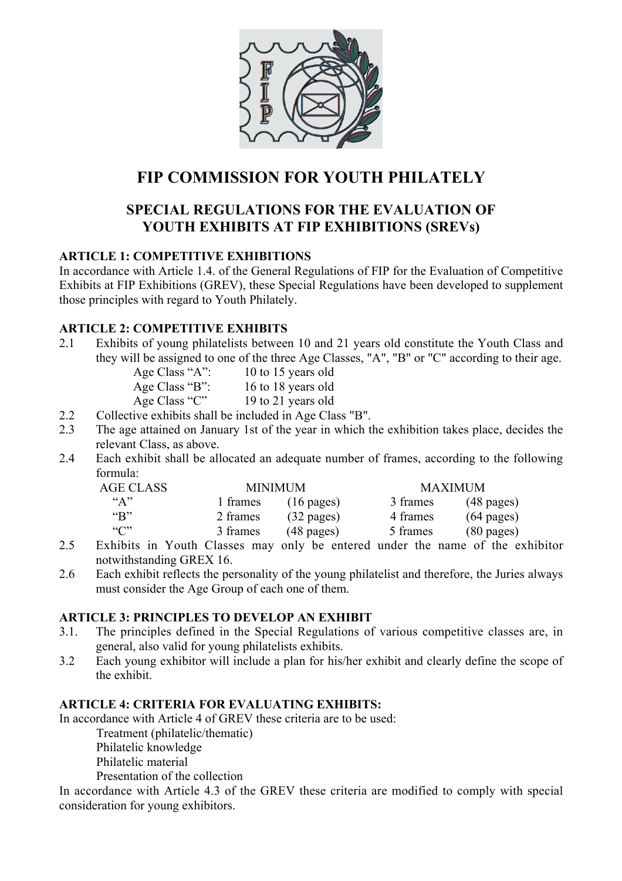# FIP COMMISSION FOR YOUTH PHILATELY

## SPECIAL REGULATIONS FOR THE EVALUATION OF YOUTH EXHIBITS AT FIP EXHIBITIONS (SREVs)

### ARTICLE 1: COMPETITIVE EXHIBITIONS

In accordance with Article 1.4. of the General Regulations of FIP for the Evaluation of Competitive Exhibits at FIP Exhibitions (GREV), these Special Regulations have been developed to supplement those principles with regard to Youth Philately.

### ARTICLE 2: COMPETITIVE EXHIBITS

2.1 Exhibits of young philatelists between 10 and 21 years old constitute the Youth Class and they will be assigned to one of the three Age Classes, "A", "B" or "C" according to their age.

Age Class "A": 10 to 15 years old
Age Class "B": 16 to 18 years old
Age Class "C" 19 to 21 years old

2.2 Collective exhibits shall be included in Age Class "B".

2.3 The age attained on January 1st of the year in which the exhibition takes place, decides the relevant Class, as above.

2.4 Each exhibit shall be allocated an adequate number of frames, according to the following formula:

| AGE CLASS | MINIMUM | | MAXIMUM | |
|---|---|---|---|---|
| "A" | 1 frames | (16 pages) | 3 frames | (48 pages) |
| "B" | 2 frames | (32 pages) | 4 frames | (64 pages) |
| "C" | 3 frames | (48 pages) | 5 frames | (80 pages) |

2.5 Exhibits in Youth Classes may only be entered under the name of the exhibitor notwithstanding GREX 16.

2.6 Each exhibit reflects the personality of the young philatelist and therefore, the Juries always must consider the Age Group of each one of them.

### ARTICLE 3: PRINCIPLES TO DEVELOP AN EXHIBIT

3.1. The principles defined in the Special Regulations of various competitive classes are, in general, also valid for young philatelists exhibits.

3.2 Each young exhibitor will include a plan for his/her exhibit and clearly define the scope of the exhibit.

### ARTICLE 4: CRITERIA FOR EVALUATING EXHIBITS:

In accordance with Article 4 of GREV these criteria are to be used:

Treatment (philatelic/thematic)
Philatelic knowledge
Philatelic material
Presentation of the collection

In accordance with Article 4.3 of the GREV these criteria are modified to comply with special consideration for young exhibitors.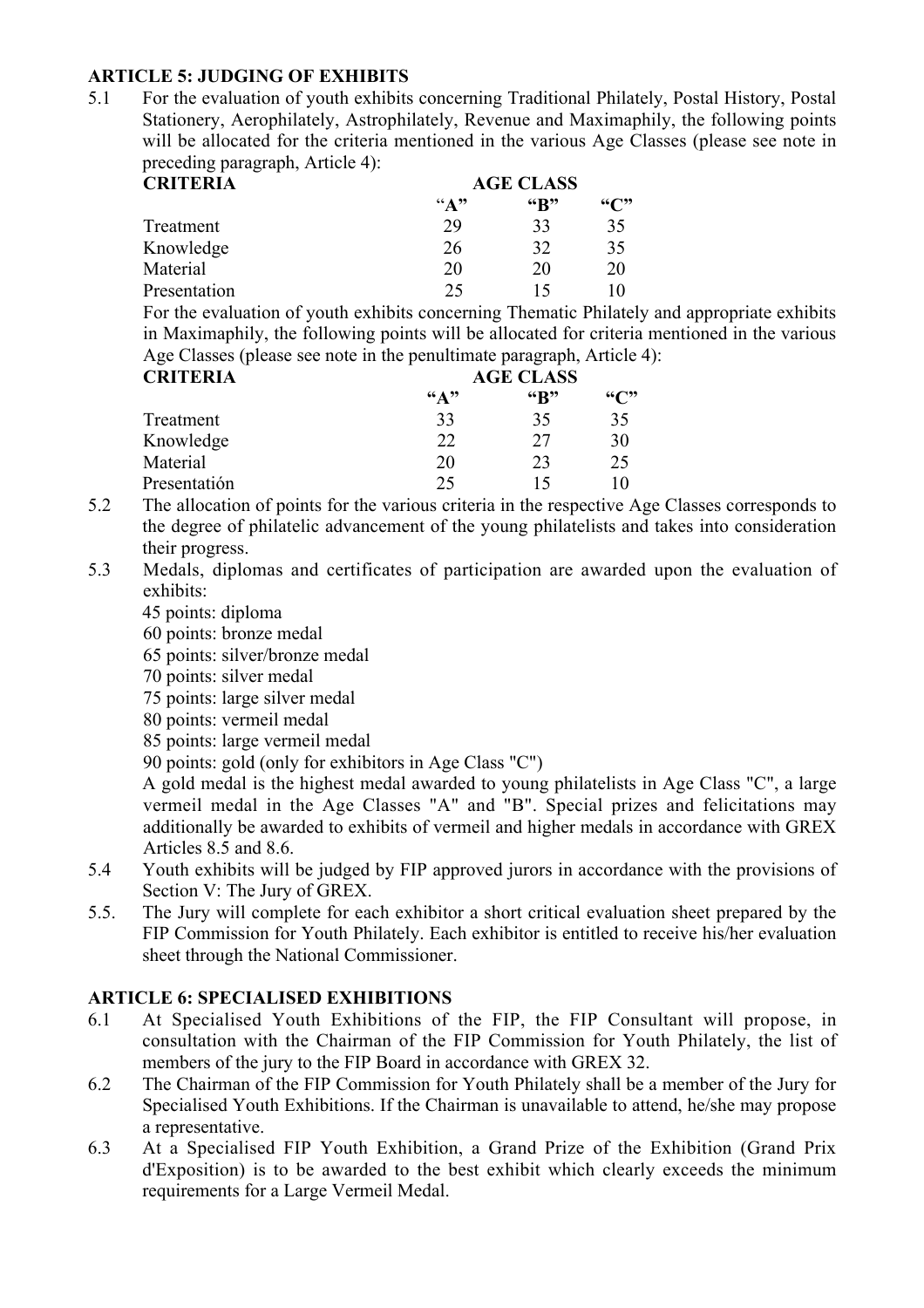## ARTICLE 5: JUDGING OF EXHIBITS

5.1 For the evaluation of youth exhibits concerning Traditional Philately, Postal History, Postal Stationery, Aerophilately, Astrophilately, Revenue and Maximaphily, the following points will be allocated for the criteria mentioned in the various Age Classes (please see note in preceding paragraph, Article 4):

| CRITERIA | AGE CLASS | | |
|---|---|---|---|
| | "A" | "B" | "C" |
| Treatment | 29 | 33 | 35 |
| Knowledge | 26 | 32 | 35 |
| Material | 20 | 20 | 20 |
| Presentation | 25 | 15 | 10 |

For the evaluation of youth exhibits concerning Thematic Philately and appropriate exhibits in Maximaphily, the following points will be allocated for criteria mentioned in the various Age Classes (please see note in the penultimate paragraph, Article 4):

| CRITERIA | AGE CLASS | | |
|---|---|---|---|
| | "A" | "B" | "C" |
| Treatment | 33 | 35 | 35 |
| Knowledge | 22 | 27 | 30 |
| Material | 20 | 23 | 25 |
| Presentatión | 25 | 15 | 10 |

5.2 The allocation of points for the various criteria in the respective Age Classes corresponds to the degree of philatelic advancement of the young philatelists and takes into consideration their progress.

5.3 Medals, diplomas and certificates of participation are awarded upon the evaluation of exhibits:

45 points: diploma
60 points: bronze medal
65 points: silver/bronze medal
70 points: silver medal
75 points: large silver medal
80 points: vermeil medal
85 points: large vermeil medal
90 points: gold (only for exhibitors in Age Class "C")

A gold medal is the highest medal awarded to young philatelists in Age Class "C", a large vermeil medal in the Age Classes "A" and "B". Special prizes and felicitations may additionally be awarded to exhibits of vermeil and higher medals in accordance with GREX Articles 8.5 and 8.6.

5.4 Youth exhibits will be judged by FIP approved jurors in accordance with the provisions of Section V: The Jury of GREX.

5.5. The Jury will complete for each exhibitor a short critical evaluation sheet prepared by the FIP Commission for Youth Philately. Each exhibitor is entitled to receive his/her evaluation sheet through the National Commissioner.

## ARTICLE 6: SPECIALISED EXHIBITIONS

6.1 At Specialised Youth Exhibitions of the FIP, the FIP Consultant will propose, in consultation with the Chairman of the FIP Commission for Youth Philately, the list of members of the jury to the FIP Board in accordance with GREX 32.

6.2 The Chairman of the FIP Commission for Youth Philately shall be a member of the Jury for Specialised Youth Exhibitions. If the Chairman is unavailable to attend, he/she may propose a representative.

6.3 At a Specialised FIP Youth Exhibition, a Grand Prize of the Exhibition (Grand Prix d'Exposition) is to be awarded to the best exhibit which clearly exceeds the minimum requirements for a Large Vermeil Medal.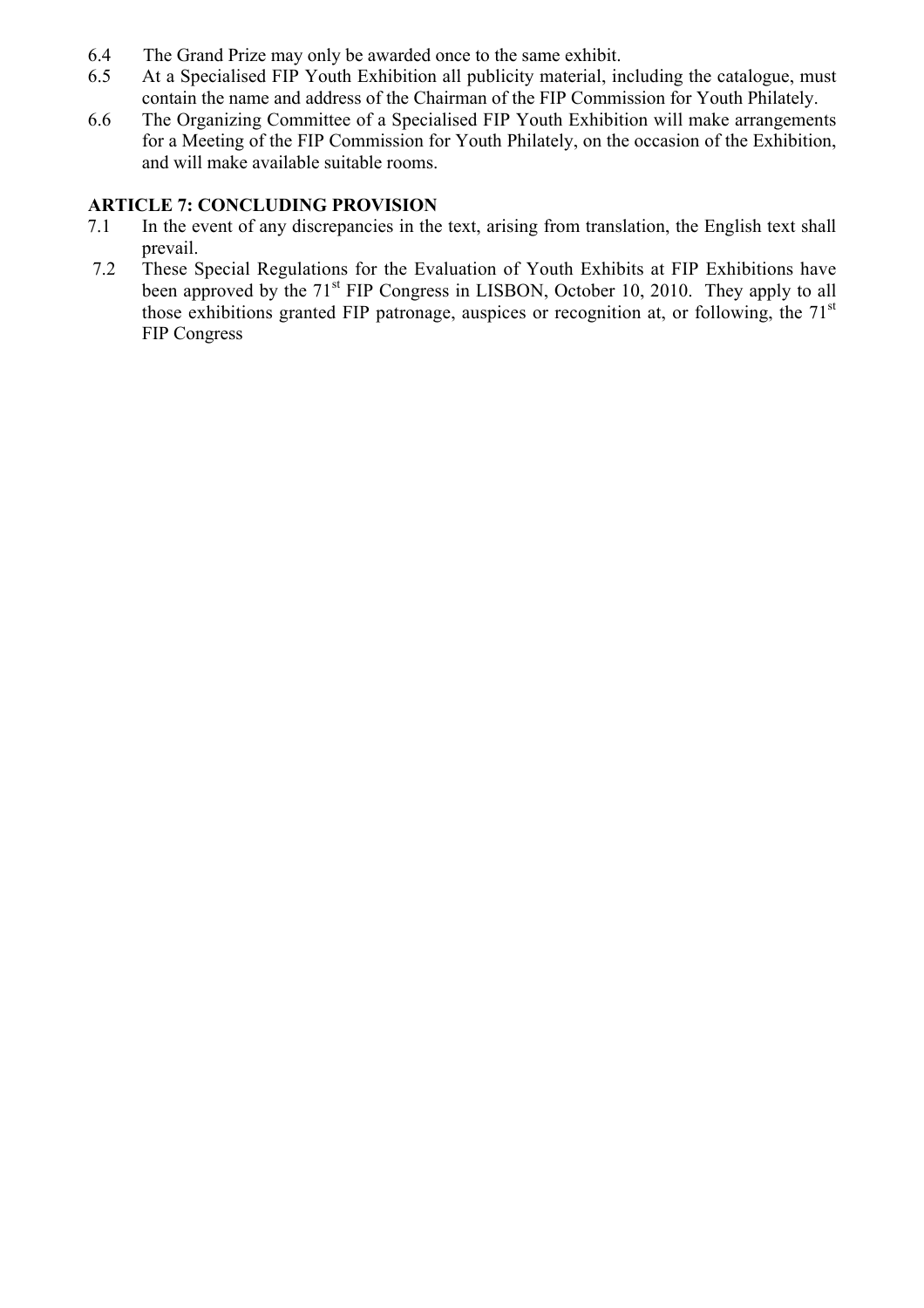6.4 The Grand Prize may only be awarded once to the same exhibit.

6.5 At a Specialised FIP Youth Exhibition all publicity material, including the catalogue, must contain the name and address of the Chairman of the FIP Commission for Youth Philately.

6.6 The Organizing Committee of a Specialised FIP Youth Exhibition will make arrangements for a Meeting of the FIP Commission for Youth Philately, on the occasion of the Exhibition, and will make available suitable rooms.

**ARTICLE 7: CONCLUDING PROVISION**

7.1 In the event of any discrepancies in the text, arising from translation, the English text shall prevail.

7.2 These Special Regulations for the Evaluation of Youth Exhibits at FIP Exhibitions have been approved by the 71st FIP Congress in LISBON, October 10, 2010. They apply to all those exhibitions granted FIP patronage, auspices or recognition at, or following, the 71st FIP Congress